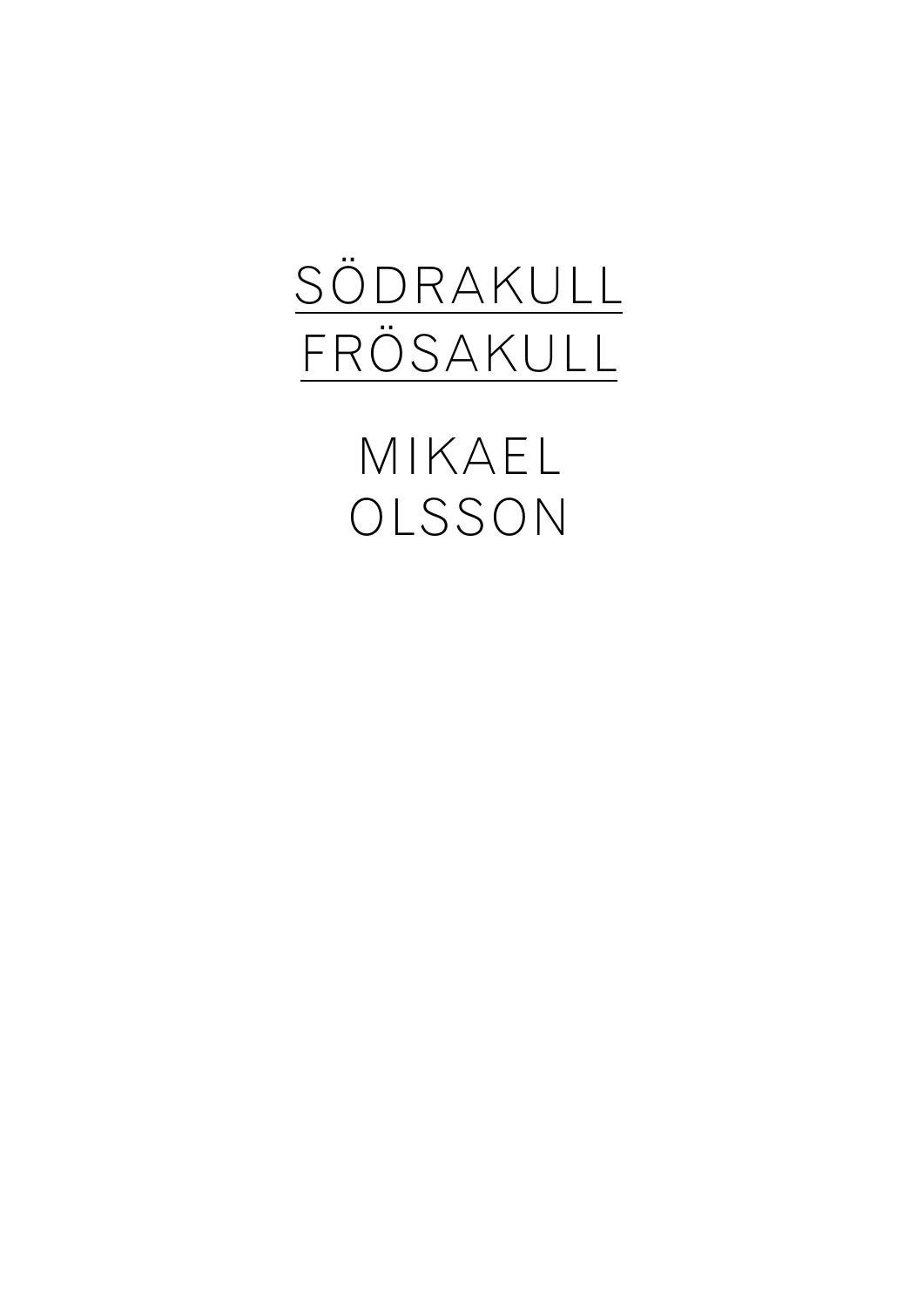# SÖDRAKULL FRÖSAKULL

## MIKAEL OLSSON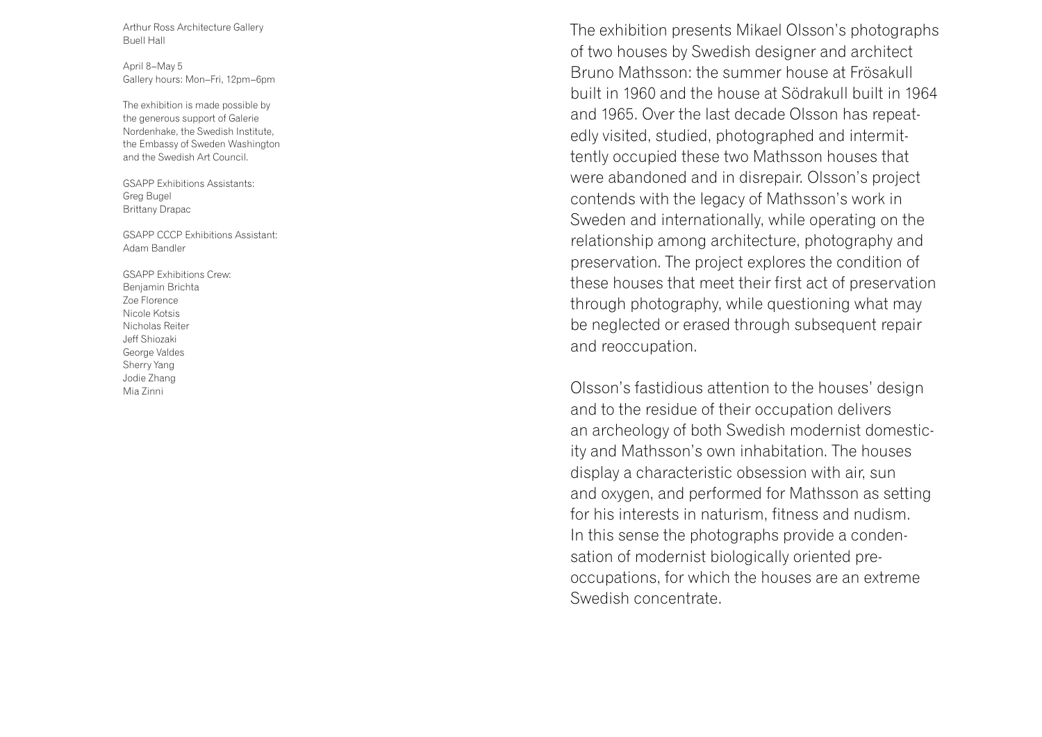Arthur Ross Architecture Gallery
Buell Hall

April 8–May 5
Gallery hours: Mon–Fri, 12pm–6pm

The exhibition is made possible by the generous support of Galerie Nordenhake, the Swedish Institute, the Embassy of Sweden Washington and the Swedish Art Council.

GSAPP Exhibitions Assistants:
Greg Bugel
Brittany Drapac

GSAPP CCCP Exhibitions Assistant:
Adam Bandler

GSAPP Exhibitions Crew:
Benjamin Brichta
Zoe Florence
Nicole Kotsis
Nicholas Reiter
Jeff Shiozaki
George Valdes
Sherry Yang
Jodie Zhang
Mia Zinni

The exhibition presents Mikael Olsson's photographs of two houses by Swedish designer and architect Bruno Mathsson: the summer house at Frösakull built in 1960 and the house at Södrakull built in 1964 and 1965. Over the last decade Olsson has repeatedly visited, studied, photographed and intermittently occupied these two Mathsson houses that were abandoned and in disrepair. Olsson's project contends with the legacy of Mathsson's work in Sweden and internationally, while operating on the relationship among architecture, photography and preservation. The project explores the condition of these houses that meet their first act of preservation through photography, while questioning what may be neglected or erased through subsequent repair and reoccupation.

Olsson's fastidious attention to the houses' design and to the residue of their occupation delivers an archeology of both Swedish modernist domesticity and Mathsson's own inhabitation. The houses display a characteristic obsession with air, sun and oxygen, and performed for Mathsson as setting for his interests in naturism, fitness and nudism. In this sense the photographs provide a condensation of modernist biologically oriented preoccupations, for which the houses are an extreme Swedish concentrate.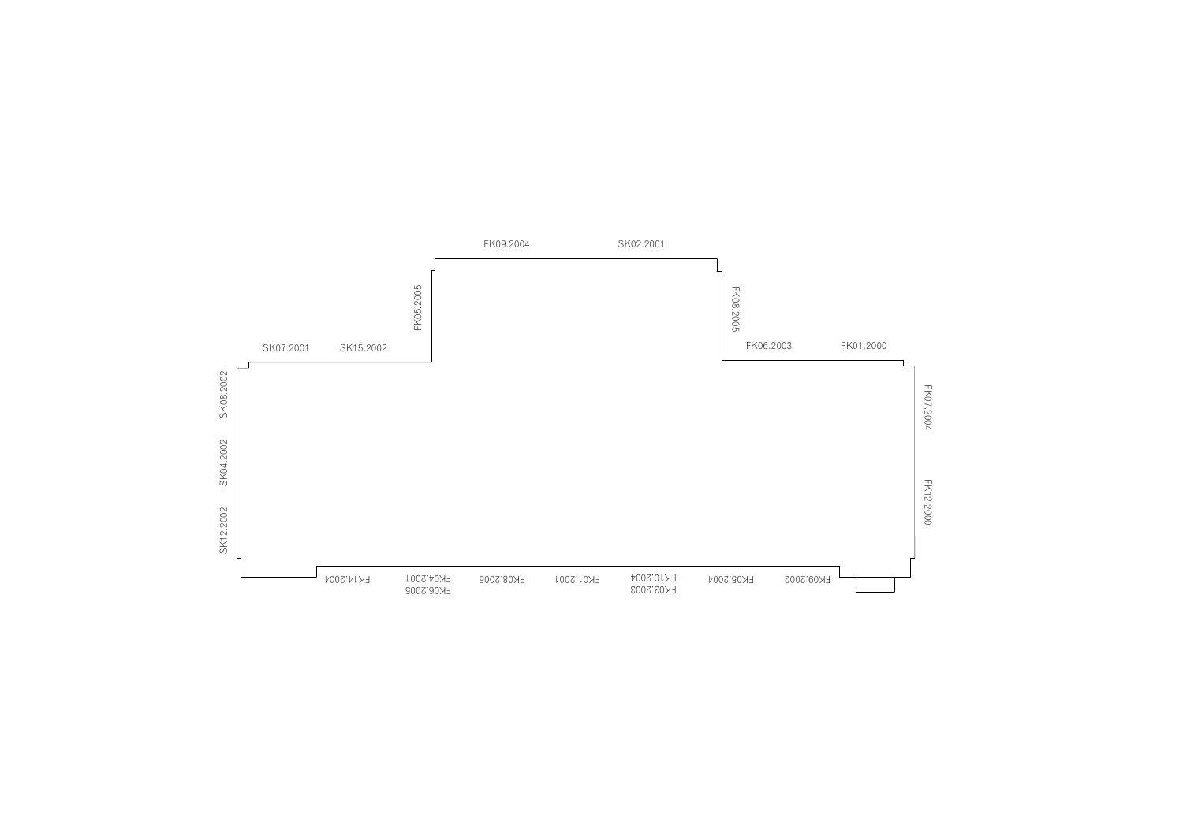FK09.2004

SK02.2001

FK05.2005

FK08.2005

SK07.2001

SK15.2002

FK06.2003

FK01.2000

SK08.2002

SK04.2002

SK12.2002

FK07.2004

FK12.2000

FK14.2004

FK04.2001

FK06.2005

FK08.2005

FK01.2001

FK10.2004

FK03.2003

FK05.2004

FK09.2002